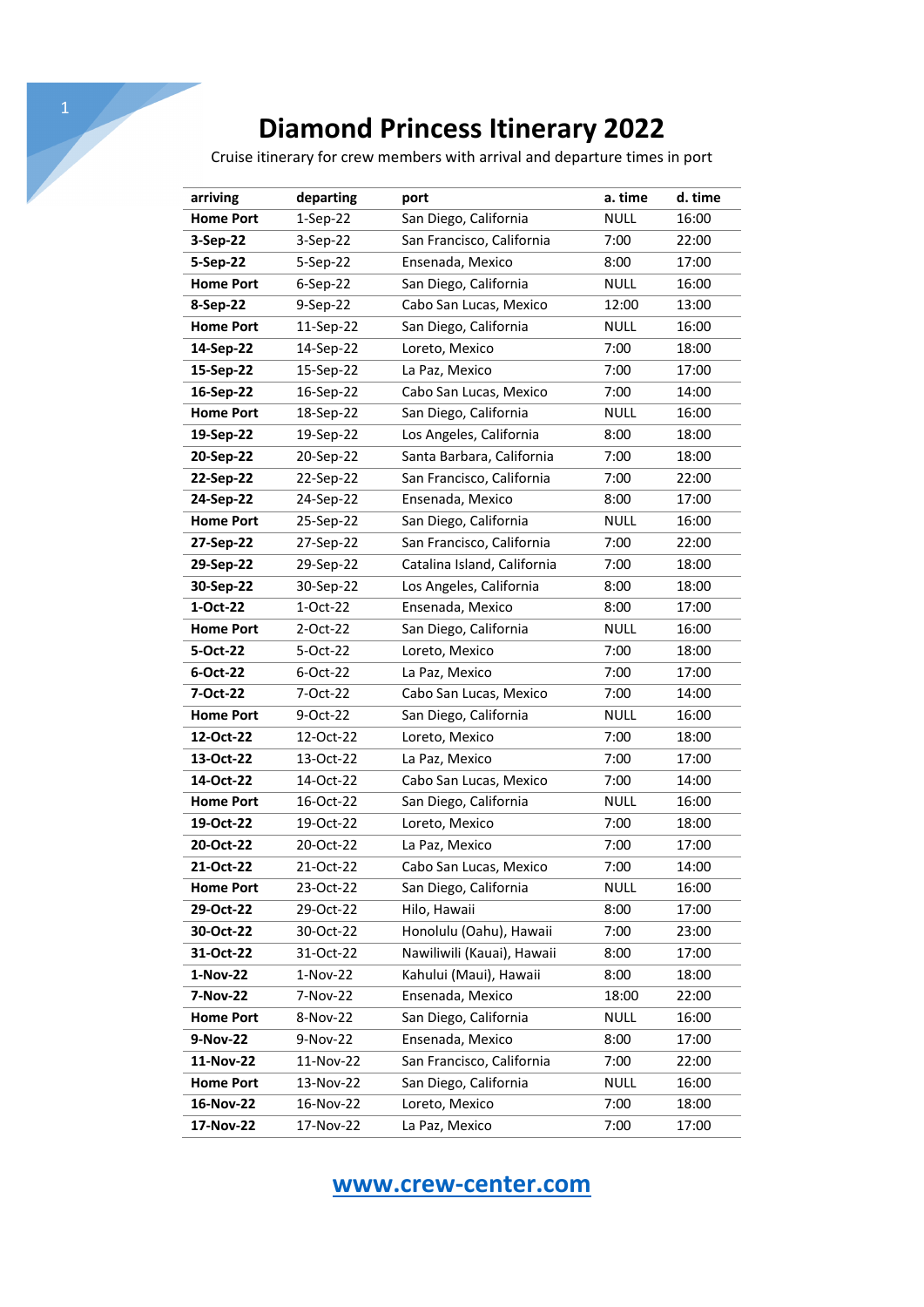# Diamond Princess Itinerary 2022

Cruise itinerary for crew members with arrival and departure times in port

| arriving | departing | port | a. time | d. time |
|---|---|---|---|---|
| **Home Port** | 1-Sep-22 | San Diego, California | NULL | 16:00 |
| **3-Sep-22** | 3-Sep-22 | San Francisco, California | 7:00 | 22:00 |
| **5-Sep-22** | 5-Sep-22 | Ensenada, Mexico | 8:00 | 17:00 |
| **Home Port** | 6-Sep-22 | San Diego, California | NULL | 16:00 |
| **8-Sep-22** | 9-Sep-22 | Cabo San Lucas, Mexico | 12:00 | 13:00 |
| **Home Port** | 11-Sep-22 | San Diego, California | NULL | 16:00 |
| **14-Sep-22** | 14-Sep-22 | Loreto, Mexico | 7:00 | 18:00 |
| **15-Sep-22** | 15-Sep-22 | La Paz, Mexico | 7:00 | 17:00 |
| **16-Sep-22** | 16-Sep-22 | Cabo San Lucas, Mexico | 7:00 | 14:00 |
| **Home Port** | 18-Sep-22 | San Diego, California | NULL | 16:00 |
| **19-Sep-22** | 19-Sep-22 | Los Angeles, California | 8:00 | 18:00 |
| **20-Sep-22** | 20-Sep-22 | Santa Barbara, California | 7:00 | 18:00 |
| **22-Sep-22** | 22-Sep-22 | San Francisco, California | 7:00 | 22:00 |
| **24-Sep-22** | 24-Sep-22 | Ensenada, Mexico | 8:00 | 17:00 |
| **Home Port** | 25-Sep-22 | San Diego, California | NULL | 16:00 |
| **27-Sep-22** | 27-Sep-22 | San Francisco, California | 7:00 | 22:00 |
| **29-Sep-22** | 29-Sep-22 | Catalina Island, California | 7:00 | 18:00 |
| **30-Sep-22** | 30-Sep-22 | Los Angeles, California | 8:00 | 18:00 |
| **1-Oct-22** | 1-Oct-22 | Ensenada, Mexico | 8:00 | 17:00 |
| **Home Port** | 2-Oct-22 | San Diego, California | NULL | 16:00 |
| **5-Oct-22** | 5-Oct-22 | Loreto, Mexico | 7:00 | 18:00 |
| **6-Oct-22** | 6-Oct-22 | La Paz, Mexico | 7:00 | 17:00 |
| **7-Oct-22** | 7-Oct-22 | Cabo San Lucas, Mexico | 7:00 | 14:00 |
| **Home Port** | 9-Oct-22 | San Diego, California | NULL | 16:00 |
| **12-Oct-22** | 12-Oct-22 | Loreto, Mexico | 7:00 | 18:00 |
| **13-Oct-22** | 13-Oct-22 | La Paz, Mexico | 7:00 | 17:00 |
| **14-Oct-22** | 14-Oct-22 | Cabo San Lucas, Mexico | 7:00 | 14:00 |
| **Home Port** | 16-Oct-22 | San Diego, California | NULL | 16:00 |
| **19-Oct-22** | 19-Oct-22 | Loreto, Mexico | 7:00 | 18:00 |
| **20-Oct-22** | 20-Oct-22 | La Paz, Mexico | 7:00 | 17:00 |
| **21-Oct-22** | 21-Oct-22 | Cabo San Lucas, Mexico | 7:00 | 14:00 |
| **Home Port** | 23-Oct-22 | San Diego, California | NULL | 16:00 |
| **29-Oct-22** | 29-Oct-22 | Hilo, Hawaii | 8:00 | 17:00 |
| **30-Oct-22** | 30-Oct-22 | Honolulu (Oahu), Hawaii | 7:00 | 23:00 |
| **31-Oct-22** | 31-Oct-22 | Nawiliwili (Kauai), Hawaii | 8:00 | 17:00 |
| **1-Nov-22** | 1-Nov-22 | Kahului (Maui), Hawaii | 8:00 | 18:00 |
| **7-Nov-22** | 7-Nov-22 | Ensenada, Mexico | 18:00 | 22:00 |
| **Home Port** | 8-Nov-22 | San Diego, California | NULL | 16:00 |
| **9-Nov-22** | 9-Nov-22 | Ensenada, Mexico | 8:00 | 17:00 |
| **11-Nov-22** | 11-Nov-22 | San Francisco, California | 7:00 | 22:00 |
| **Home Port** | 13-Nov-22 | San Diego, California | NULL | 16:00 |
| **16-Nov-22** | 16-Nov-22 | Loreto, Mexico | 7:00 | 18:00 |
| **17-Nov-22** | 17-Nov-22 | La Paz, Mexico | 7:00 | 17:00 |

**www.crew-center.com**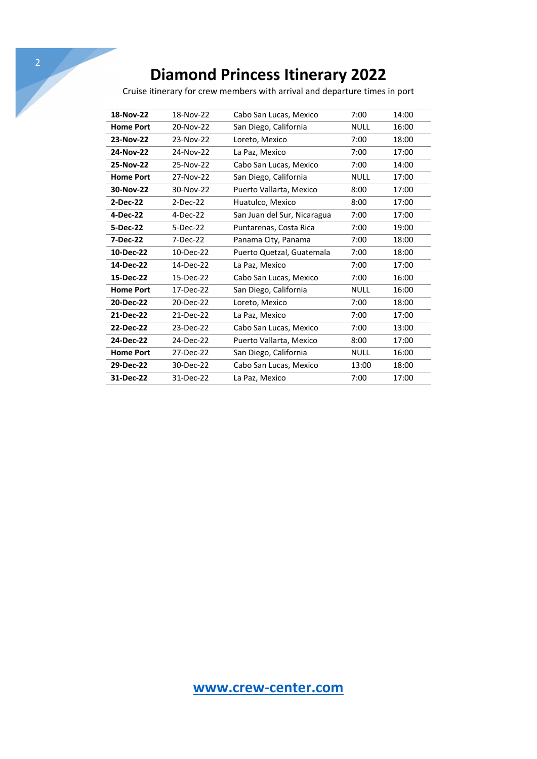# Diamond Princess Itinerary 2022

Cruise itinerary for crew members with arrival and departure times in port

| | | | | |
|---|---|---|---|---|
| **18-Nov-22** | 18-Nov-22 | Cabo San Lucas, Mexico | 7:00 | 14:00 |
| **Home Port** | 20-Nov-22 | San Diego, California | NULL | 16:00 |
| **23-Nov-22** | 23-Nov-22 | Loreto, Mexico | 7:00 | 18:00 |
| **24-Nov-22** | 24-Nov-22 | La Paz, Mexico | 7:00 | 17:00 |
| **25-Nov-22** | 25-Nov-22 | Cabo San Lucas, Mexico | 7:00 | 14:00 |
| **Home Port** | 27-Nov-22 | San Diego, California | NULL | 17:00 |
| **30-Nov-22** | 30-Nov-22 | Puerto Vallarta, Mexico | 8:00 | 17:00 |
| **2-Dec-22** | 2-Dec-22 | Huatulco, Mexico | 8:00 | 17:00 |
| **4-Dec-22** | 4-Dec-22 | San Juan del Sur, Nicaragua | 7:00 | 17:00 |
| **5-Dec-22** | 5-Dec-22 | Puntarenas, Costa Rica | 7:00 | 19:00 |
| **7-Dec-22** | 7-Dec-22 | Panama City, Panama | 7:00 | 18:00 |
| **10-Dec-22** | 10-Dec-22 | Puerto Quetzal, Guatemala | 7:00 | 18:00 |
| **14-Dec-22** | 14-Dec-22 | La Paz, Mexico | 7:00 | 17:00 |
| **15-Dec-22** | 15-Dec-22 | Cabo San Lucas, Mexico | 7:00 | 16:00 |
| **Home Port** | 17-Dec-22 | San Diego, California | NULL | 16:00 |
| **20-Dec-22** | 20-Dec-22 | Loreto, Mexico | 7:00 | 18:00 |
| **21-Dec-22** | 21-Dec-22 | La Paz, Mexico | 7:00 | 17:00 |
| **22-Dec-22** | 23-Dec-22 | Cabo San Lucas, Mexico | 7:00 | 13:00 |
| **24-Dec-22** | 24-Dec-22 | Puerto Vallarta, Mexico | 8:00 | 17:00 |
| **Home Port** | 27-Dec-22 | San Diego, California | NULL | 16:00 |
| **29-Dec-22** | 30-Dec-22 | Cabo San Lucas, Mexico | 13:00 | 18:00 |
| **31-Dec-22** | 31-Dec-22 | La Paz, Mexico | 7:00 | 17:00 |

[www.crew-center.com](http://www.crew-center.com)